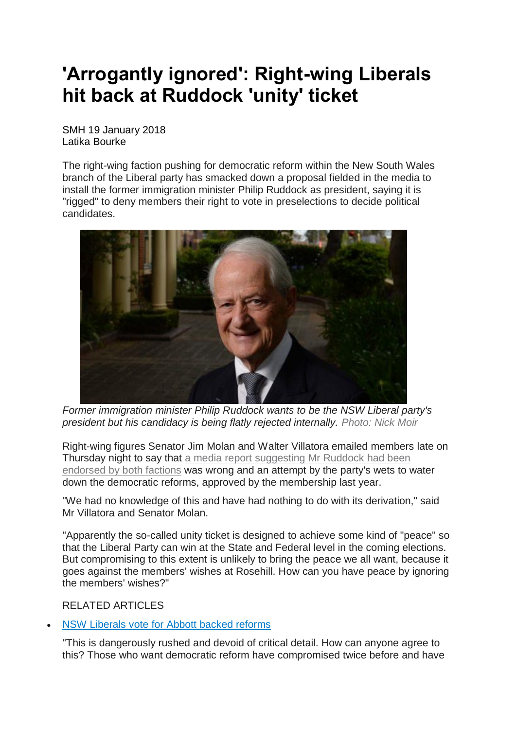# 'Arrogantly ignored': Right-wing Liberals hit back at Ruddock 'unity' ticket

SMH 19 January 2018
Latika Bourke

The right-wing faction pushing for democratic reform within the New South Wales branch of the Liberal party has smacked down a proposal fielded in the media to install the former immigration minister Philip Ruddock as president, saying it is "rigged" to deny members their right to vote in preselections to decide political candidates.

*Former immigration minister Philip Ruddock wants to be the NSW Liberal party's president but his candidacy is being flatly rejected internally.* Photo: Nick Moir

Right-wing figures Senator Jim Molan and Walter Villatora emailed members late on Thursday night to say that a media report suggesting Mr Ruddock had been endorsed by both factions was wrong and an attempt by the party's wets to water down the democratic reforms, approved by the membership last year.

"We had no knowledge of this and have had nothing to do with its derivation," said Mr Villatora and Senator Molan.

"Apparently the so-called unity ticket is designed to achieve some kind of "peace" so that the Liberal Party can win at the State and Federal level in the coming elections. But compromising to this extent is unlikely to bring the peace we all want, because it goes against the members' wishes at Rosehill. How can you have peace by ignoring the members' wishes?"

RELATED ARTICLES

- NSW Liberals vote for Abbott backed reforms

"This is dangerously rushed and devoid of critical detail. How can anyone agree to this? Those who want democratic reform have compromised twice before and have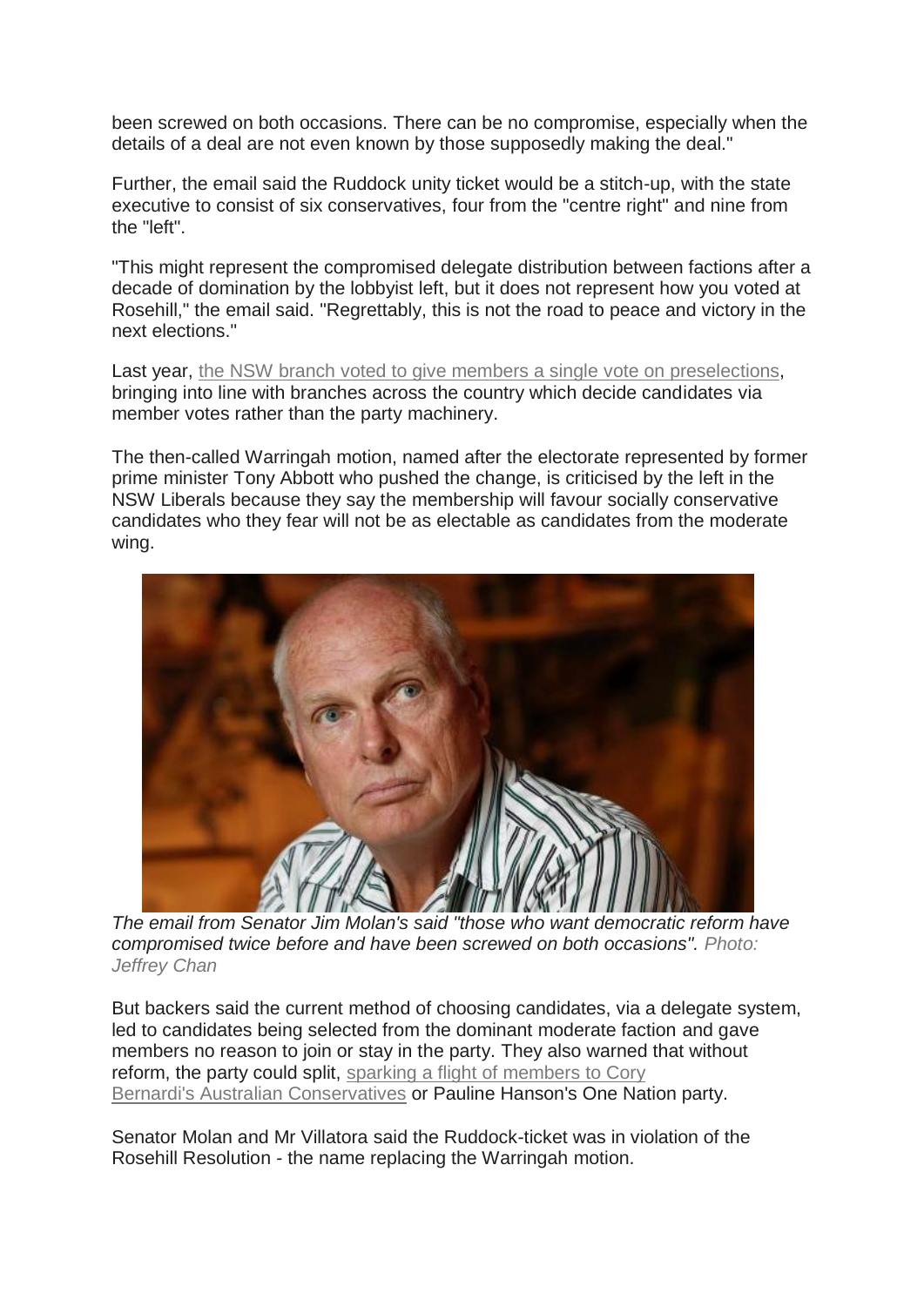been screwed on both occasions. There can be no compromise, especially when the details of a deal are not even known by those supposedly making the deal."

Further, the email said the Ruddock unity ticket would be a stitch-up, with the state executive to consist of six conservatives, four from the "centre right" and nine from the "left".

"This might represent the compromised delegate distribution between factions after a decade of domination by the lobbyist left, but it does not represent how you voted at Rosehill," the email said. "Regrettably, this is not the road to peace and victory in the next elections."

Last year, the NSW branch voted to give members a single vote on preselections, bringing into line with branches across the country which decide candidates via member votes rather than the party machinery.

The then-called Warringah motion, named after the electorate represented by former prime minister Tony Abbott who pushed the change, is criticised by the left in the NSW Liberals because they say the membership will favour socially conservative candidates who they fear will not be as electable as candidates from the moderate wing.

*The email from Senator Jim Molan's said "those who want democratic reform have compromised twice before and have been screwed on both occasions". Photo: Jeffrey Chan*

But backers said the current method of choosing candidates, via a delegate system, led to candidates being selected from the dominant moderate faction and gave members no reason to join or stay in the party. They also warned that without reform, the party could split, sparking a flight of members to Cory Bernardi's Australian Conservatives or Pauline Hanson's One Nation party.

Senator Molan and Mr Villatora said the Ruddock-ticket was in violation of the Rosehill Resolution - the name replacing the Warringah motion.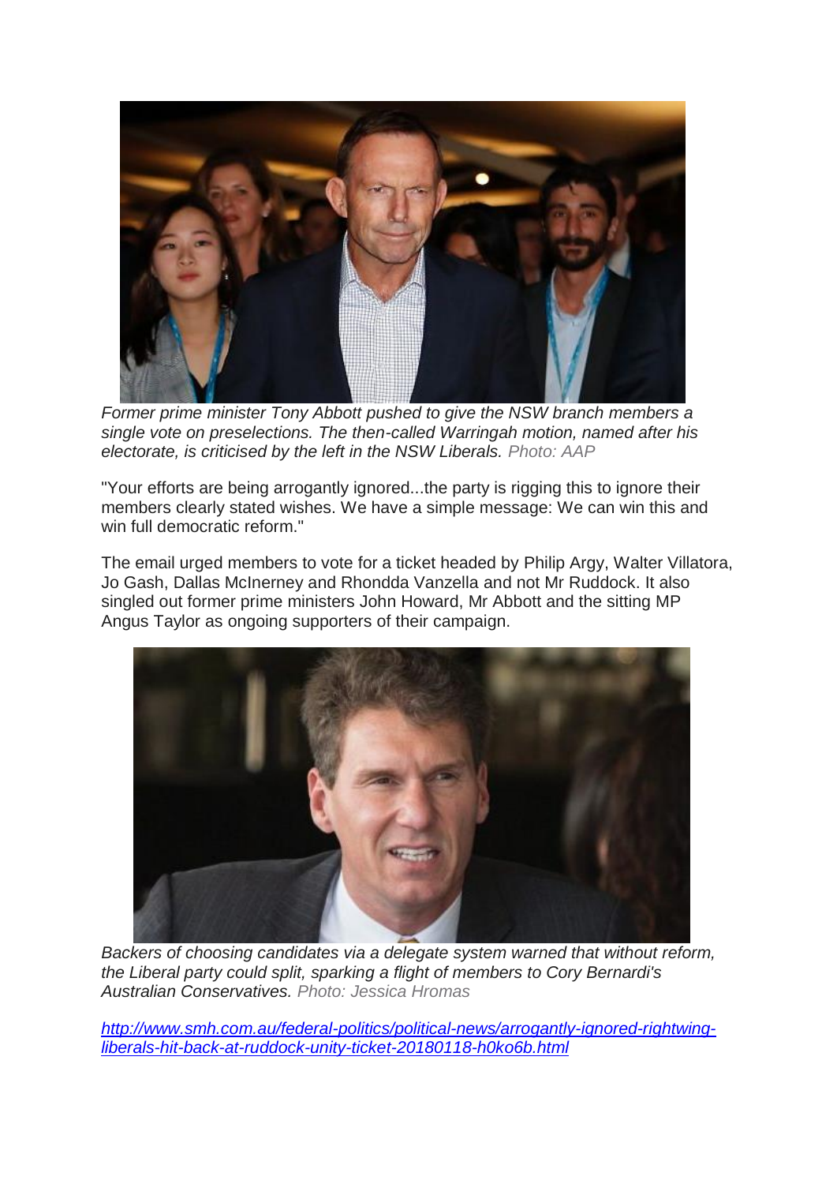*Former prime minister Tony Abbott pushed to give the NSW branch members a single vote on preselections. The then-called Warringah motion, named after his electorate, is criticised by the left in the NSW Liberals.* Photo: AAP

"Your efforts are being arrogantly ignored...the party is rigging this to ignore their members clearly stated wishes. We have a simple message: We can win this and win full democratic reform."

The email urged members to vote for a ticket headed by Philip Argy, Walter Villatora, Jo Gash, Dallas McInerney and Rhondda Vanzella and not Mr Ruddock. It also singled out former prime ministers John Howard, Mr Abbott and the sitting MP Angus Taylor as ongoing supporters of their campaign.

*Backers of choosing candidates via a delegate system warned that without reform, the Liberal party could split, sparking a flight of members to Cory Bernardi's Australian Conservatives.* Photo: Jessica Hromas

[http://www.smh.com.au/federal-politics/political-news/arrogantly-ignored-rightwing-liberals-hit-back-at-ruddock-unity-ticket-20180118-h0ko6b.html](http://www.smh.com.au/federal-politics/political-news/arrogantly-ignored-rightwing-liberals-hit-back-at-ruddock-unity-ticket-20180118-h0ko6b.html)